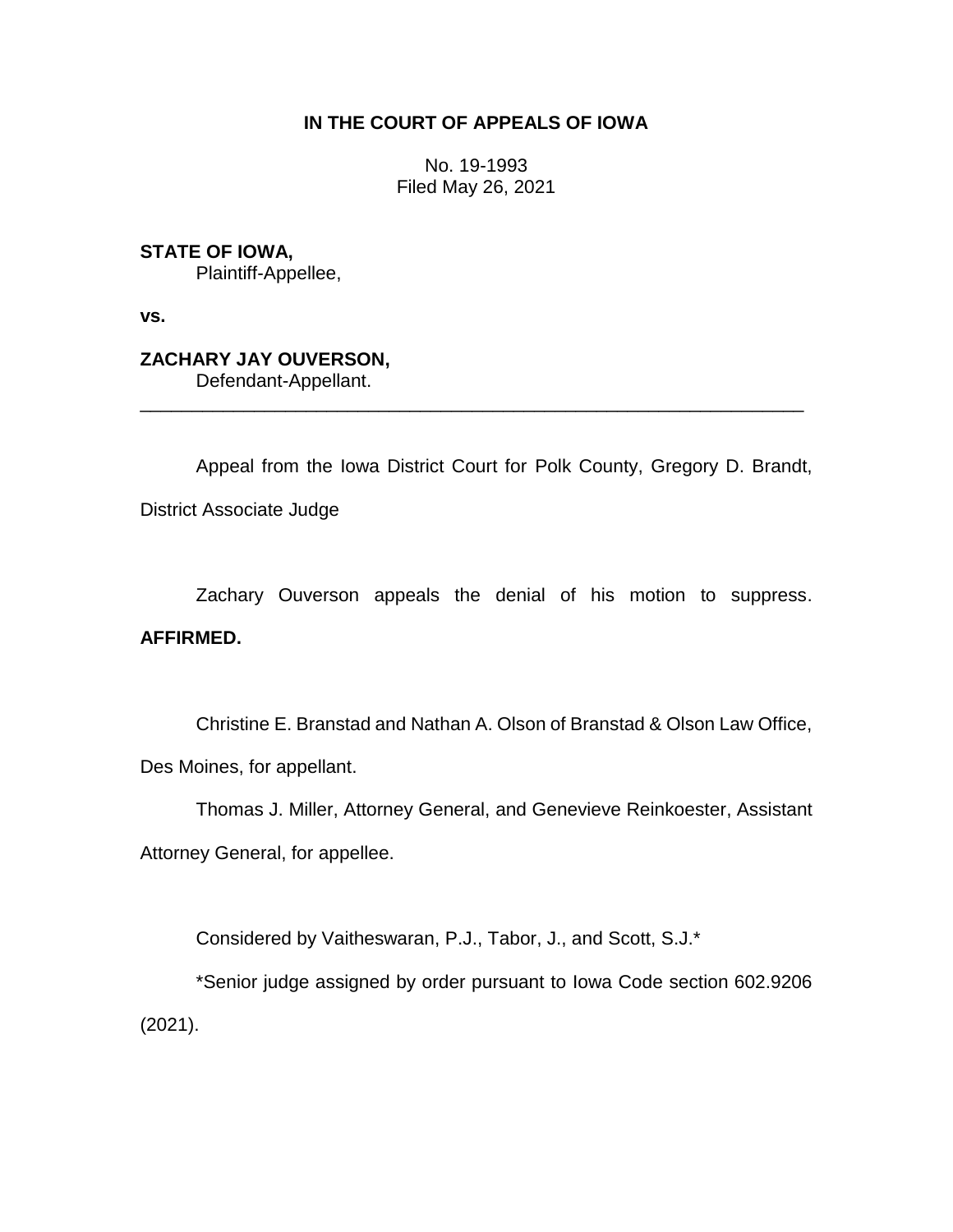**IN THE COURT OF APPEALS OF IOWA**

No. 19-1993
Filed May 26, 2021

**STATE OF IOWA,**
Plaintiff-Appellee,

**vs.**

**ZACHARY JAY OUVERSON,**
Defendant-Appellant.

---

Appeal from the Iowa District Court for Polk County, Gregory D. Brandt, District Associate Judge

Zachary Ouverson appeals the denial of his motion to suppress. **AFFIRMED.**

Christine E. Branstad and Nathan A. Olson of Branstad & Olson Law Office, Des Moines, for appellant.

Thomas J. Miller, Attorney General, and Genevieve Reinkoester, Assistant Attorney General, for appellee.

Considered by Vaitheswaran, P.J., Tabor, J., and Scott, S.J.*

*Senior judge assigned by order pursuant to Iowa Code section 602.9206 (2021).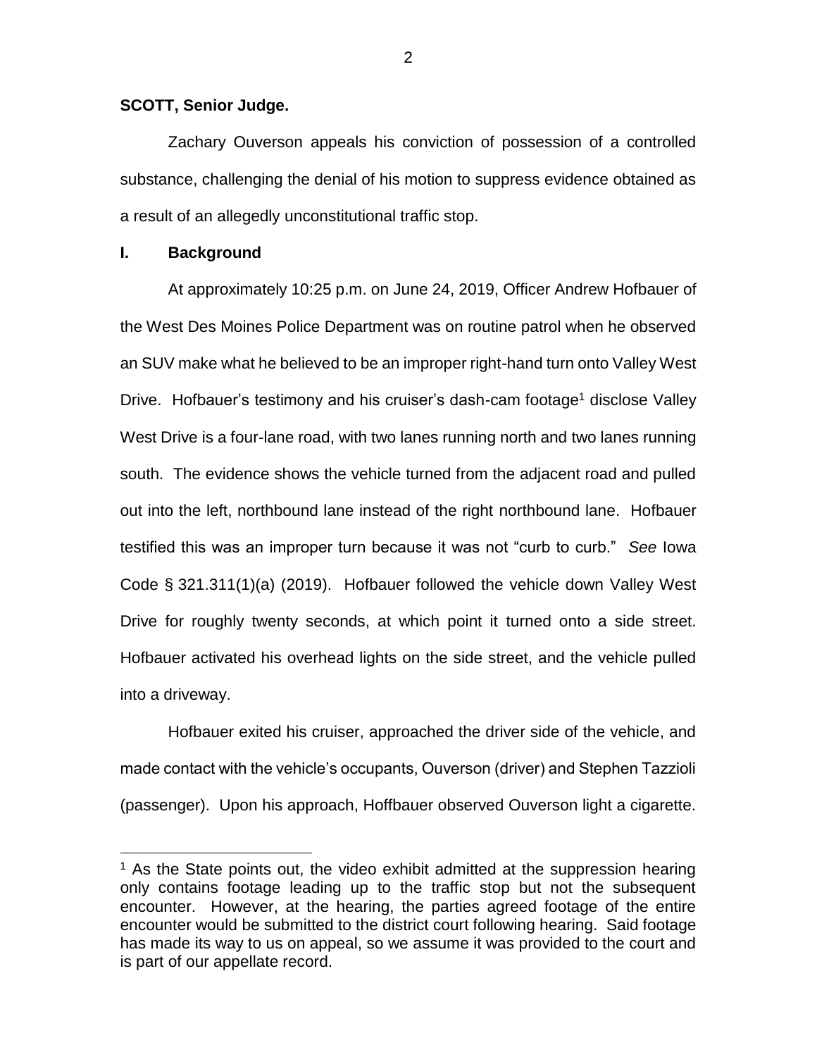**SCOTT, Senior Judge.**

Zachary Ouverson appeals his conviction of possession of a controlled substance, challenging the denial of his motion to suppress evidence obtained as a result of an allegedly unconstitutional traffic stop.

## I. Background

At approximately 10:25 p.m. on June 24, 2019, Officer Andrew Hofbauer of the West Des Moines Police Department was on routine patrol when he observed an SUV make what he believed to be an improper right-hand turn onto Valley West Drive. Hofbauer's testimony and his cruiser's dash-cam footage[1] disclose Valley West Drive is a four-lane road, with two lanes running north and two lanes running south. The evidence shows the vehicle turned from the adjacent road and pulled out into the left, northbound lane instead of the right northbound lane. Hofbauer testified this was an improper turn because it was not "curb to curb." *See* Iowa Code § 321.311(1)(a) (2019). Hofbauer followed the vehicle down Valley West Drive for roughly twenty seconds, at which point it turned onto a side street. Hofbauer activated his overhead lights on the side street, and the vehicle pulled into a driveway.

Hofbauer exited his cruiser, approached the driver side of the vehicle, and made contact with the vehicle's occupants, Ouverson (driver) and Stephen Tazzioli (passenger). Upon his approach, Hoffbauer observed Ouverson light a cigarette.

[1] As the State points out, the video exhibit admitted at the suppression hearing only contains footage leading up to the traffic stop but not the subsequent encounter. However, at the hearing, the parties agreed footage of the entire encounter would be submitted to the district court following hearing. Said footage has made its way to us on appeal, so we assume it was provided to the court and is part of our appellate record.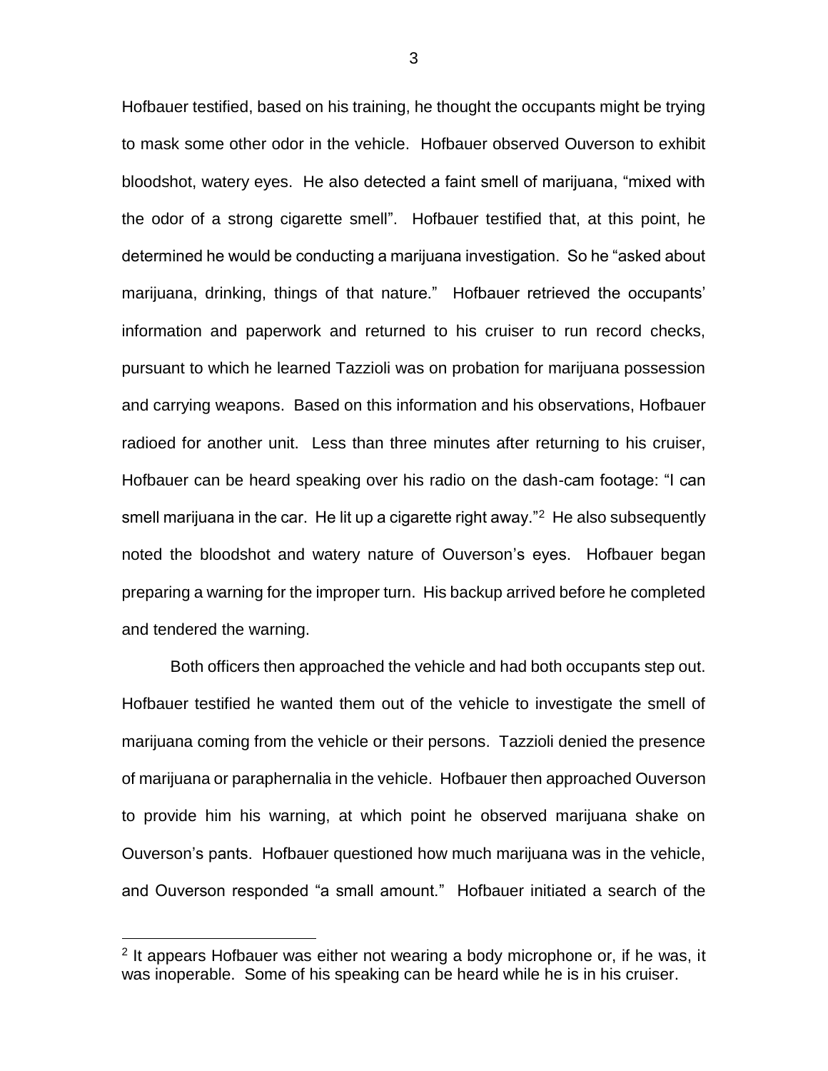Hofbauer testified, based on his training, he thought the occupants might be trying to mask some other odor in the vehicle. Hofbauer observed Ouverson to exhibit bloodshot, watery eyes. He also detected a faint smell of marijuana, "mixed with the odor of a strong cigarette smell". Hofbauer testified that, at this point, he determined he would be conducting a marijuana investigation. So he "asked about marijuana, drinking, things of that nature." Hofbauer retrieved the occupants' information and paperwork and returned to his cruiser to run record checks, pursuant to which he learned Tazzioli was on probation for marijuana possession and carrying weapons. Based on this information and his observations, Hofbauer radioed for another unit. Less than three minutes after returning to his cruiser, Hofbauer can be heard speaking over his radio on the dash-cam footage: "I can smell marijuana in the car. He lit up a cigarette right away."[2] He also subsequently noted the bloodshot and watery nature of Ouverson's eyes. Hofbauer began preparing a warning for the improper turn. His backup arrived before he completed and tendered the warning.

Both officers then approached the vehicle and had both occupants step out. Hofbauer testified he wanted them out of the vehicle to investigate the smell of marijuana coming from the vehicle or their persons. Tazzioli denied the presence of marijuana or paraphernalia in the vehicle. Hofbauer then approached Ouverson to provide him his warning, at which point he observed marijuana shake on Ouverson's pants. Hofbauer questioned how much marijuana was in the vehicle, and Ouverson responded "a small amount." Hofbauer initiated a search of the

---

[2] It appears Hofbauer was either not wearing a body microphone or, if he was, it was inoperable. Some of his speaking can be heard while he is in his cruiser.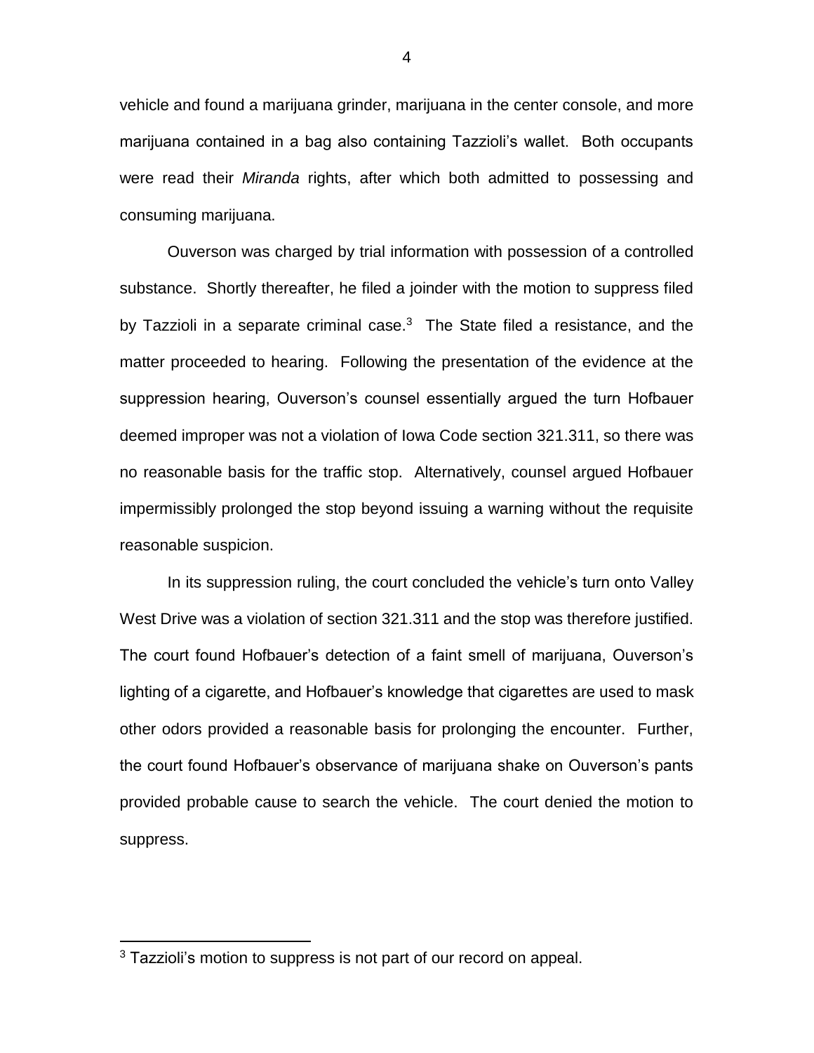vehicle and found a marijuana grinder, marijuana in the center console, and more marijuana contained in a bag also containing Tazzioli's wallet. Both occupants were read their *Miranda* rights, after which both admitted to possessing and consuming marijuana.

Ouverson was charged by trial information with possession of a controlled substance. Shortly thereafter, he filed a joinder with the motion to suppress filed by Tazzioli in a separate criminal case.[3] The State filed a resistance, and the matter proceeded to hearing. Following the presentation of the evidence at the suppression hearing, Ouverson's counsel essentially argued the turn Hofbauer deemed improper was not a violation of Iowa Code section 321.311, so there was no reasonable basis for the traffic stop. Alternatively, counsel argued Hofbauer impermissibly prolonged the stop beyond issuing a warning without the requisite reasonable suspicion.

In its suppression ruling, the court concluded the vehicle's turn onto Valley West Drive was a violation of section 321.311 and the stop was therefore justified. The court found Hofbauer's detection of a faint smell of marijuana, Ouverson's lighting of a cigarette, and Hofbauer's knowledge that cigarettes are used to mask other odors provided a reasonable basis for prolonging the encounter. Further, the court found Hofbauer's observance of marijuana shake on Ouverson's pants provided probable cause to search the vehicle. The court denied the motion to suppress.

[3] Tazzioli's motion to suppress is not part of our record on appeal.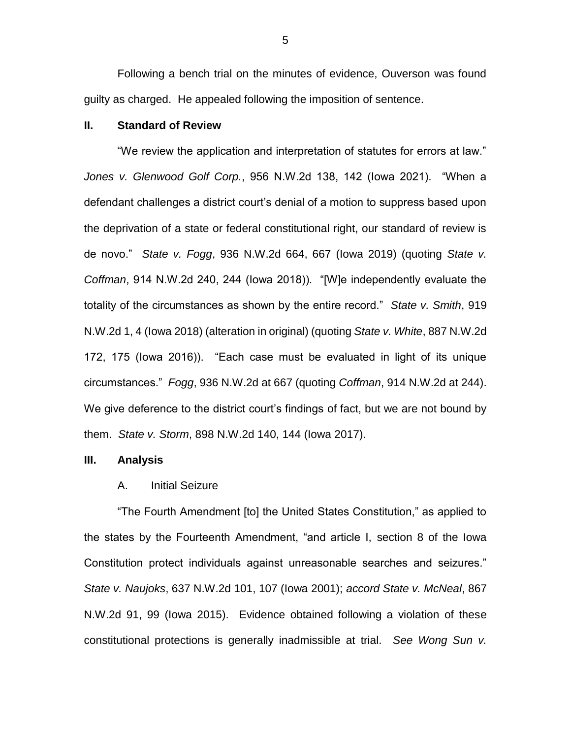Following a bench trial on the minutes of evidence, Ouverson was found guilty as charged. He appealed following the imposition of sentence.

## II. Standard of Review

"We review the application and interpretation of statutes for errors at law." *Jones v. Glenwood Golf Corp.*, 956 N.W.2d 138, 142 (Iowa 2021). "When a defendant challenges a district court's denial of a motion to suppress based upon the deprivation of a state or federal constitutional right, our standard of review is de novo." *State v. Fogg*, 936 N.W.2d 664, 667 (Iowa 2019) (quoting *State v. Coffman*, 914 N.W.2d 240, 244 (Iowa 2018)). "[W]e independently evaluate the totality of the circumstances as shown by the entire record." *State v. Smith*, 919 N.W.2d 1, 4 (Iowa 2018) (alteration in original) (quoting *State v. White*, 887 N.W.2d 172, 175 (Iowa 2016)). "Each case must be evaluated in light of its unique circumstances." *Fogg*, 936 N.W.2d at 667 (quoting *Coffman*, 914 N.W.2d at 244). We give deference to the district court's findings of fact, but we are not bound by them. *State v. Storm*, 898 N.W.2d 140, 144 (Iowa 2017).

## III. Analysis

### A. Initial Seizure

"The Fourth Amendment [to] the United States Constitution," as applied to the states by the Fourteenth Amendment, "and article I, section 8 of the Iowa Constitution protect individuals against unreasonable searches and seizures." *State v. Naujoks*, 637 N.W.2d 101, 107 (Iowa 2001); *accord State v. McNeal*, 867 N.W.2d 91, 99 (Iowa 2015). Evidence obtained following a violation of these constitutional protections is generally inadmissible at trial. *See Wong Sun v.*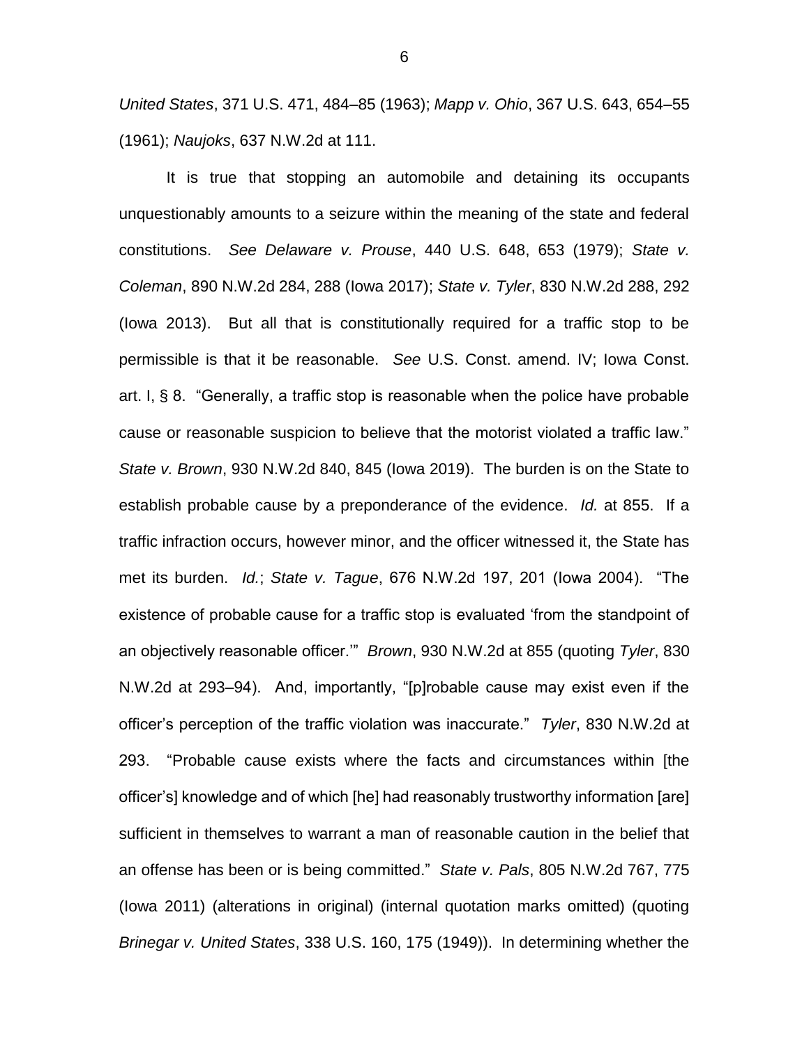*United States*, 371 U.S. 471, 484–85 (1963); *Mapp v. Ohio*, 367 U.S. 643, 654–55 (1961); *Naujoks*, 637 N.W.2d at 111.

It is true that stopping an automobile and detaining its occupants unquestionably amounts to a seizure within the meaning of the state and federal constitutions. *See Delaware v. Prouse*, 440 U.S. 648, 653 (1979); *State v. Coleman*, 890 N.W.2d 284, 288 (Iowa 2017); *State v. Tyler*, 830 N.W.2d 288, 292 (Iowa 2013). But all that is constitutionally required for a traffic stop to be permissible is that it be reasonable. *See* U.S. Const. amend. IV; Iowa Const. art. I, § 8. "Generally, a traffic stop is reasonable when the police have probable cause or reasonable suspicion to believe that the motorist violated a traffic law." *State v. Brown*, 930 N.W.2d 840, 845 (Iowa 2019). The burden is on the State to establish probable cause by a preponderance of the evidence. *Id.* at 855. If a traffic infraction occurs, however minor, and the officer witnessed it, the State has met its burden. *Id.*; *State v. Tague*, 676 N.W.2d 197, 201 (Iowa 2004). "The existence of probable cause for a traffic stop is evaluated 'from the standpoint of an objectively reasonable officer.'" *Brown*, 930 N.W.2d at 855 (quoting *Tyler*, 830 N.W.2d at 293–94). And, importantly, "[p]robable cause may exist even if the officer's perception of the traffic violation was inaccurate." *Tyler*, 830 N.W.2d at 293. "Probable cause exists where the facts and circumstances within [the officer's] knowledge and of which [he] had reasonably trustworthy information [are] sufficient in themselves to warrant a man of reasonable caution in the belief that an offense has been or is being committed." *State v. Pals*, 805 N.W.2d 767, 775 (Iowa 2011) (alterations in original) (internal quotation marks omitted) (quoting *Brinegar v. United States*, 338 U.S. 160, 175 (1949)). In determining whether the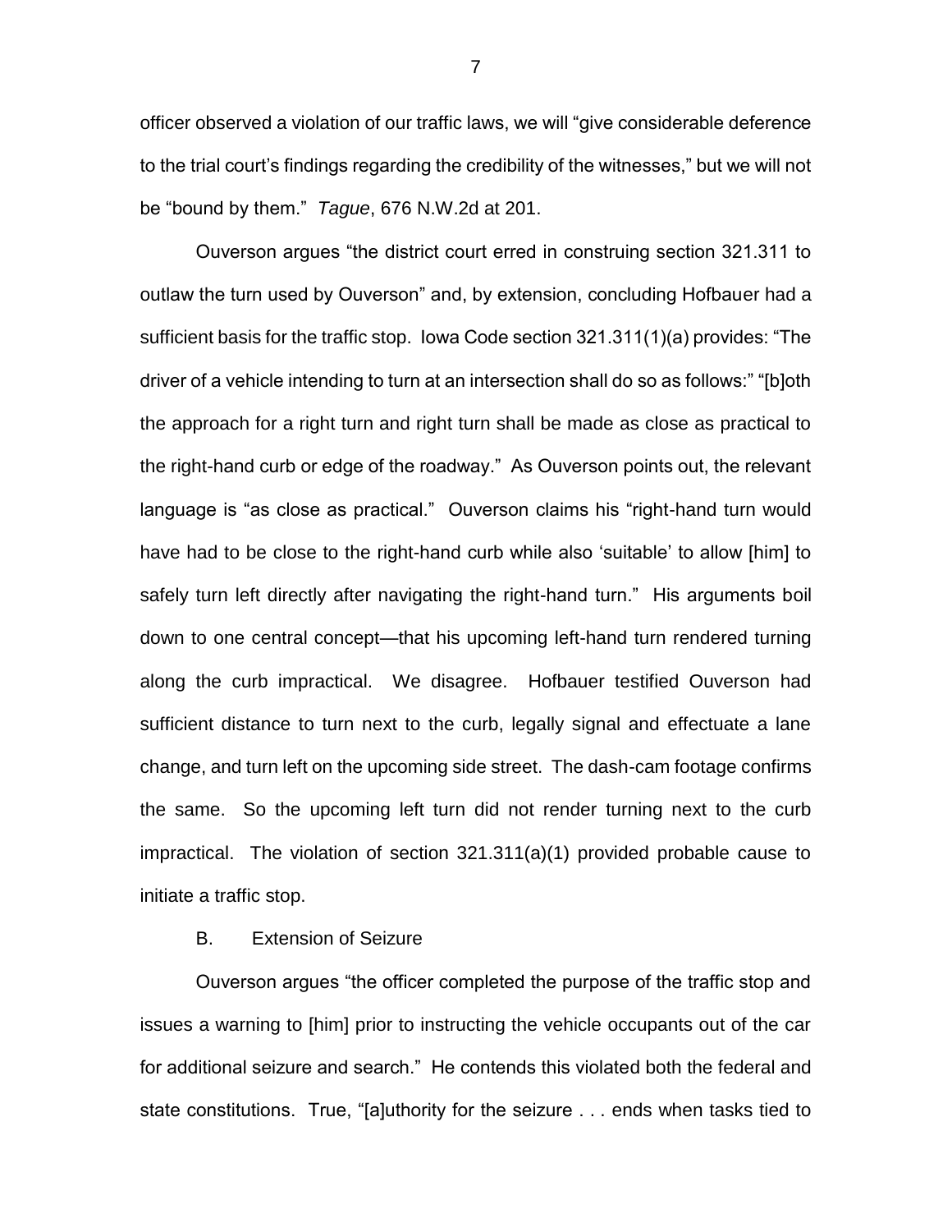officer observed a violation of our traffic laws, we will "give considerable deference to the trial court's findings regarding the credibility of the witnesses," but we will not be "bound by them." *Tague*, 676 N.W.2d at 201.

Ouverson argues "the district court erred in construing section 321.311 to outlaw the turn used by Ouverson" and, by extension, concluding Hofbauer had a sufficient basis for the traffic stop. Iowa Code section 321.311(1)(a) provides: "The driver of a vehicle intending to turn at an intersection shall do so as follows:" "[b]oth the approach for a right turn and right turn shall be made as close as practical to the right-hand curb or edge of the roadway." As Ouverson points out, the relevant language is "as close as practical." Ouverson claims his "right-hand turn would have had to be close to the right-hand curb while also 'suitable' to allow [him] to safely turn left directly after navigating the right-hand turn." His arguments boil down to one central concept—that his upcoming left-hand turn rendered turning along the curb impractical. We disagree. Hofbauer testified Ouverson had sufficient distance to turn next to the curb, legally signal and effectuate a lane change, and turn left on the upcoming side street. The dash-cam footage confirms the same. So the upcoming left turn did not render turning next to the curb impractical. The violation of section 321.311(a)(1) provided probable cause to initiate a traffic stop.

B. Extension of Seizure

Ouverson argues "the officer completed the purpose of the traffic stop and issues a warning to [him] prior to instructing the vehicle occupants out of the car for additional seizure and search." He contends this violated both the federal and state constitutions. True, "[a]uthority for the seizure . . . ends when tasks tied to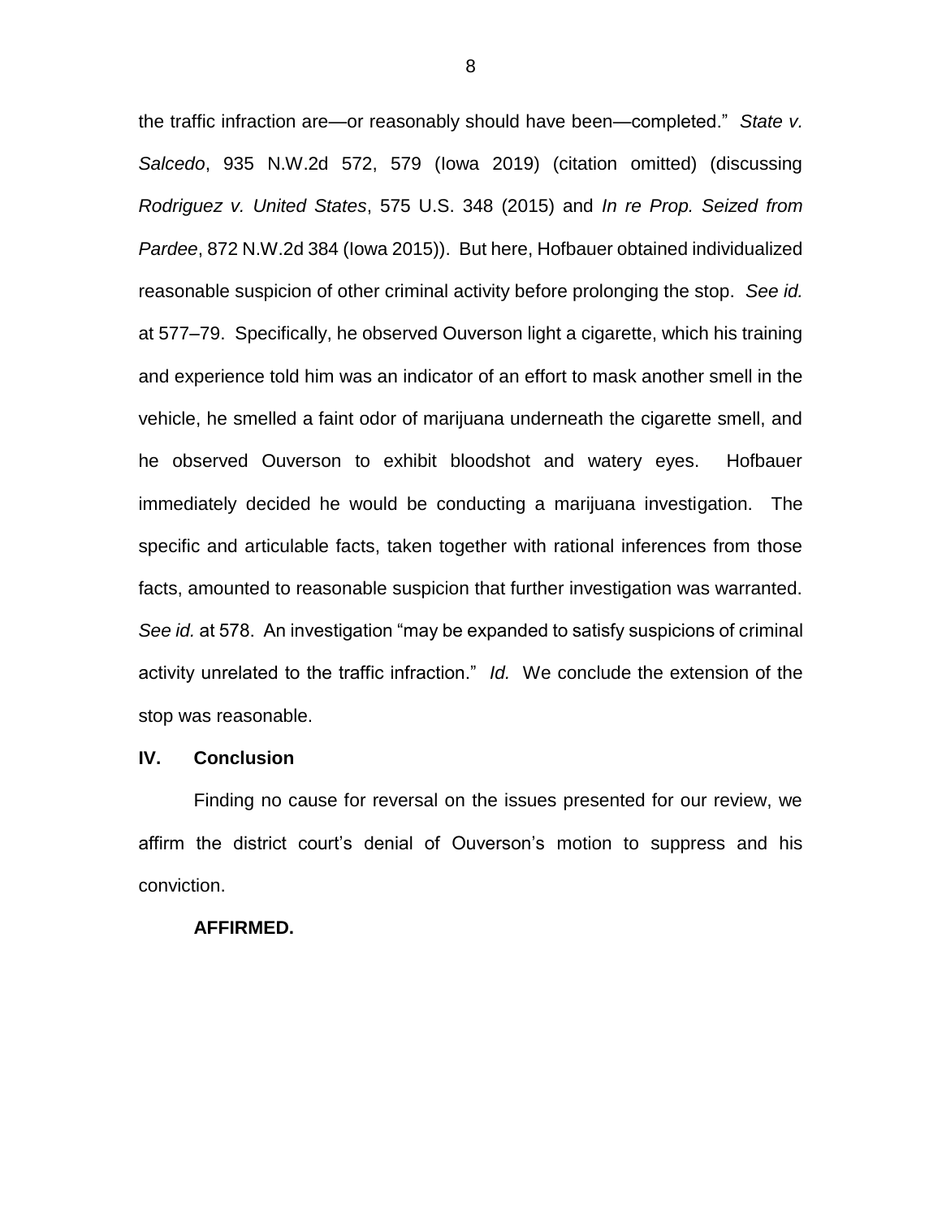the traffic infraction are—or reasonably should have been—completed." *State v. Salcedo*, 935 N.W.2d 572, 579 (Iowa 2019) (citation omitted) (discussing *Rodriguez v. United States*, 575 U.S. 348 (2015) and *In re Prop. Seized from Pardee*, 872 N.W.2d 384 (Iowa 2015)). But here, Hofbauer obtained individualized reasonable suspicion of other criminal activity before prolonging the stop. *See id.* at 577–79. Specifically, he observed Ouverson light a cigarette, which his training and experience told him was an indicator of an effort to mask another smell in the vehicle, he smelled a faint odor of marijuana underneath the cigarette smell, and he observed Ouverson to exhibit bloodshot and watery eyes. Hofbauer immediately decided he would be conducting a marijuana investigation. The specific and articulable facts, taken together with rational inferences from those facts, amounted to reasonable suspicion that further investigation was warranted. *See id.* at 578. An investigation "may be expanded to satisfy suspicions of criminal activity unrelated to the traffic infraction." *Id.* We conclude the extension of the stop was reasonable.

## IV. Conclusion

Finding no cause for reversal on the issues presented for our review, we affirm the district court's denial of Ouverson's motion to suppress and his conviction.

**AFFIRMED.**